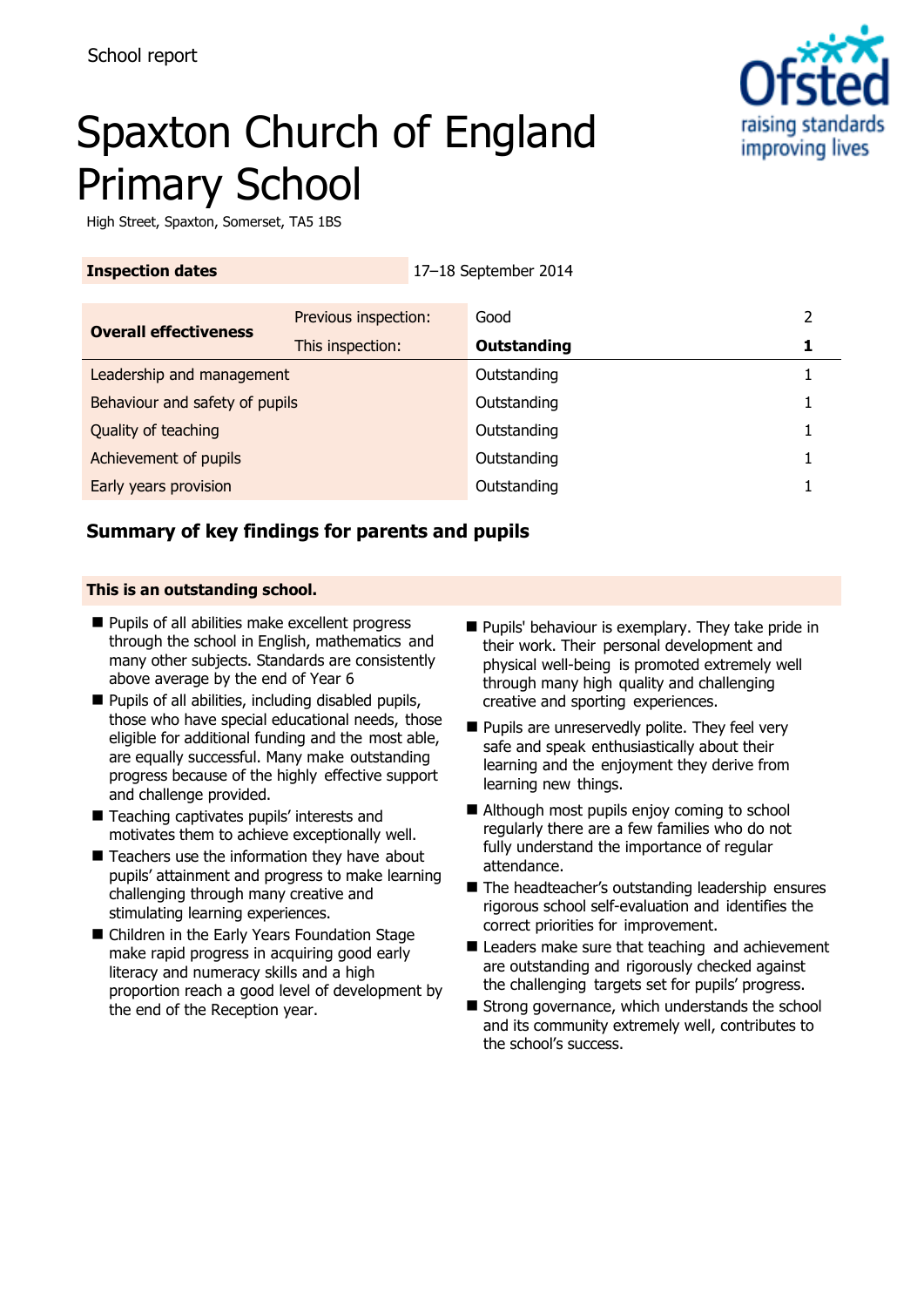School report

# Spaxton Church of England Primary School

High Street, Spaxton, Somerset, TA5 1BS

| **Inspection dates** | 17–18 September 2014 |
|---|---|

| **Overall effectiveness** | Previous inspection: | Good | 2 |
|---|---|---|---|
| | This inspection: | **Outstanding** | **1** |
| Leadership and management | | Outstanding | 1 |
| Behaviour and safety of pupils | | Outstanding | 1 |
| Quality of teaching | | Outstanding | 1 |
| Achievement of pupils | | Outstanding | 1 |
| Early years provision | | Outstanding | 1 |

## Summary of key findings for parents and pupils

**This is an outstanding school.**

- Pupils of all abilities make excellent progress through the school in English, mathematics and many other subjects. Standards are consistently above average by the end of Year 6
- Pupils of all abilities, including disabled pupils, those who have special educational needs, those eligible for additional funding and the most able, are equally successful. Many make outstanding progress because of the highly effective support and challenge provided.
- Teaching captivates pupils' interests and motivates them to achieve exceptionally well.
- Teachers use the information they have about pupils' attainment and progress to make learning challenging through many creative and stimulating learning experiences.
- Children in the Early Years Foundation Stage make rapid progress in acquiring good early literacy and numeracy skills and a high proportion reach a good level of development by the end of the Reception year.
- Pupils' behaviour is exemplary. They take pride in their work. Their personal development and physical well-being is promoted extremely well through many high quality and challenging creative and sporting experiences.
- Pupils are unreservedly polite. They feel very safe and speak enthusiastically about their learning and the enjoyment they derive from learning new things.
- Although most pupils enjoy coming to school regularly there are a few families who do not fully understand the importance of regular attendance.
- The headteacher's outstanding leadership ensures rigorous school self-evaluation and identifies the correct priorities for improvement.
- Leaders make sure that teaching and achievement are outstanding and rigorously checked against the challenging targets set for pupils' progress.
- Strong governance, which understands the school and its community extremely well, contributes to the school's success.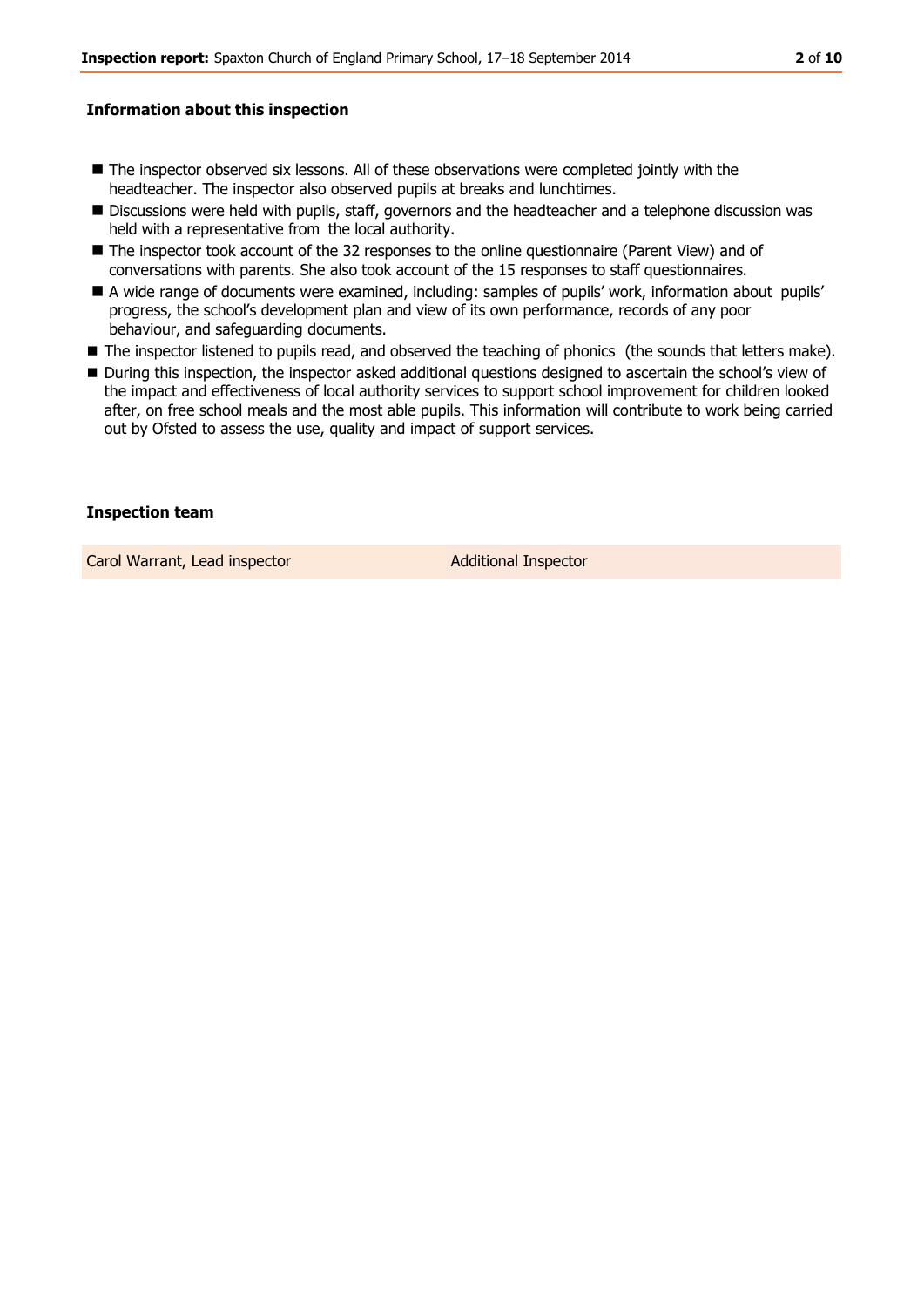## Information about this inspection

- The inspector observed six lessons. All of these observations were completed jointly with the headteacher. The inspector also observed pupils at breaks and lunchtimes.
- Discussions were held with pupils, staff, governors and the headteacher and a telephone discussion was held with a representative from the local authority.
- The inspector took account of the 32 responses to the online questionnaire (Parent View) and of conversations with parents. She also took account of the 15 responses to staff questionnaires.
- A wide range of documents were examined, including: samples of pupils' work, information about pupils' progress, the school's development plan and view of its own performance, records of any poor behaviour, and safeguarding documents.
- The inspector listened to pupils read, and observed the teaching of phonics (the sounds that letters make).
- During this inspection, the inspector asked additional questions designed to ascertain the school's view of the impact and effectiveness of local authority services to support school improvement for children looked after, on free school meals and the most able pupils. This information will contribute to work being carried out by Ofsted to assess the use, quality and impact of support services.

## Inspection team

| | |
|---|---|
| Carol Warrant, Lead inspector | Additional Inspector |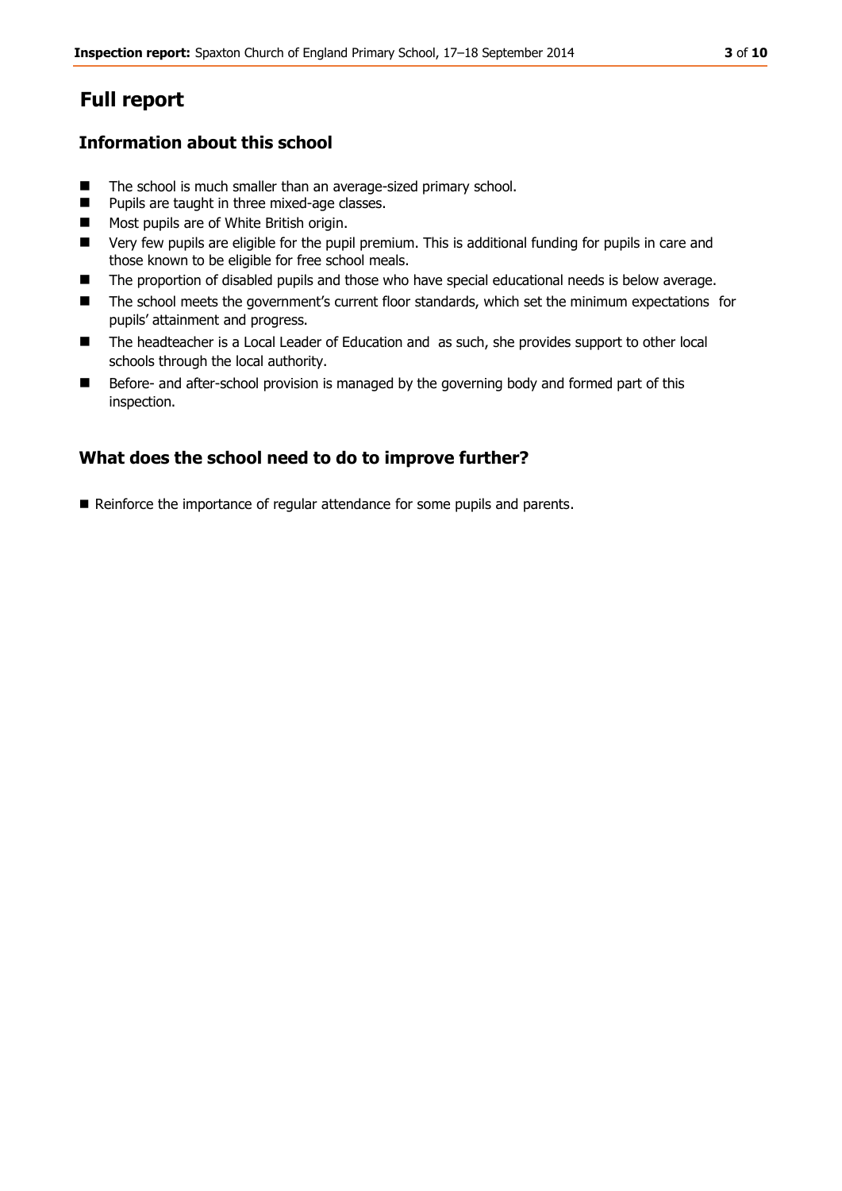# Full report

## Information about this school

- The school is much smaller than an average-sized primary school.
- Pupils are taught in three mixed-age classes.
- Most pupils are of White British origin.
- Very few pupils are eligible for the pupil premium. This is additional funding for pupils in care and those known to be eligible for free school meals.
- The proportion of disabled pupils and those who have special educational needs is below average.
- The school meets the government's current floor standards, which set the minimum expectations for pupils' attainment and progress.
- The headteacher is a Local Leader of Education and as such, she provides support to other local schools through the local authority.
- Before- and after-school provision is managed by the governing body and formed part of this inspection.

## What does the school need to do to improve further?

- Reinforce the importance of regular attendance for some pupils and parents.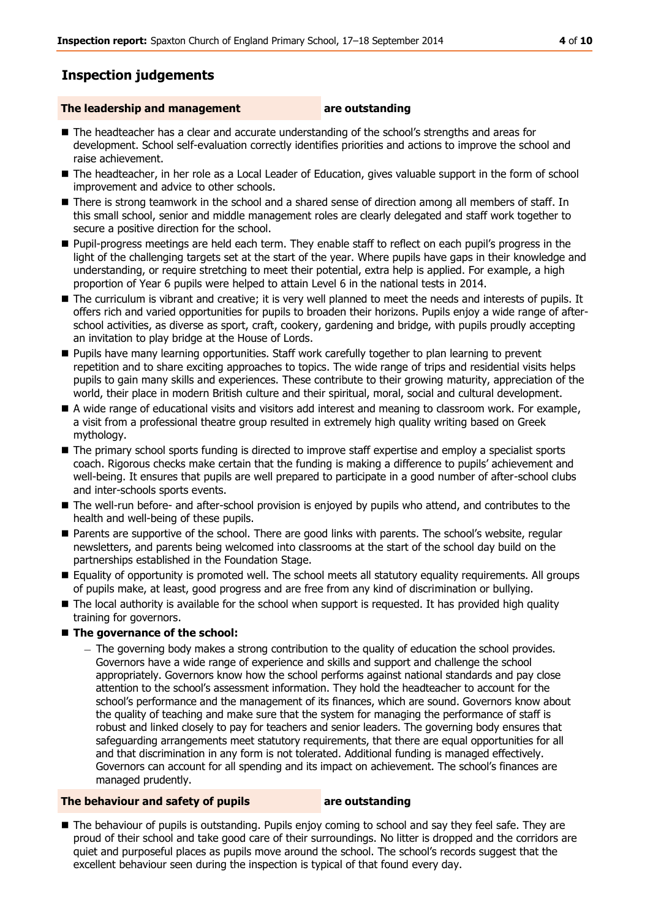## Inspection judgements

**The leadership and management** **are outstanding**

- The headteacher has a clear and accurate understanding of the school's strengths and areas for development. School self-evaluation correctly identifies priorities and actions to improve the school and raise achievement.
- The headteacher, in her role as a Local Leader of Education, gives valuable support in the form of school improvement and advice to other schools.
- There is strong teamwork in the school and a shared sense of direction among all members of staff. In this small school, senior and middle management roles are clearly delegated and staff work together to secure a positive direction for the school.
- Pupil-progress meetings are held each term. They enable staff to reflect on each pupil's progress in the light of the challenging targets set at the start of the year. Where pupils have gaps in their knowledge and understanding, or require stretching to meet their potential, extra help is applied. For example, a high proportion of Year 6 pupils were helped to attain Level 6 in the national tests in 2014.
- The curriculum is vibrant and creative; it is very well planned to meet the needs and interests of pupils. It offers rich and varied opportunities for pupils to broaden their horizons. Pupils enjoy a wide range of after-school activities, as diverse as sport, craft, cookery, gardening and bridge, with pupils proudly accepting an invitation to play bridge at the House of Lords.
- Pupils have many learning opportunities. Staff work carefully together to plan learning to prevent repetition and to share exciting approaches to topics. The wide range of trips and residential visits helps pupils to gain many skills and experiences. These contribute to their growing maturity, appreciation of the world, their place in modern British culture and their spiritual, moral, social and cultural development.
- A wide range of educational visits and visitors add interest and meaning to classroom work. For example, a visit from a professional theatre group resulted in extremely high quality writing based on Greek mythology.
- The primary school sports funding is directed to improve staff expertise and employ a specialist sports coach. Rigorous checks make certain that the funding is making a difference to pupils' achievement and well-being. It ensures that pupils are well prepared to participate in a good number of after-school clubs and inter-schools sports events.
- The well-run before- and after-school provision is enjoyed by pupils who attend, and contributes to the health and well-being of these pupils.
- Parents are supportive of the school. There are good links with parents. The school's website, regular newsletters, and parents being welcomed into classrooms at the start of the school day build on the partnerships established in the Foundation Stage.
- Equality of opportunity is promoted well. The school meets all statutory equality requirements. All groups of pupils make, at least, good progress and are free from any kind of discrimination or bullying.
- The local authority is available for the school when support is requested. It has provided high quality training for governors.
- **The governance of the school:**
  - The governing body makes a strong contribution to the quality of education the school provides. Governors have a wide range of experience and skills and support and challenge the school appropriately. Governors know how the school performs against national standards and pay close attention to the school's assessment information. They hold the headteacher to account for the school's performance and the management of its finances, which are sound. Governors know about the quality of teaching and make sure that the system for managing the performance of staff is robust and linked closely to pay for teachers and senior leaders. The governing body ensures that safeguarding arrangements meet statutory requirements, that there are equal opportunities for all and that discrimination in any form is not tolerated. Additional funding is managed effectively. Governors can account for all spending and its impact on achievement. The school's finances are managed prudently.

**The behaviour and safety of pupils** **are outstanding**

- The behaviour of pupils is outstanding. Pupils enjoy coming to school and say they feel safe. They are proud of their school and take good care of their surroundings. No litter is dropped and the corridors are quiet and purposeful places as pupils move around the school. The school's records suggest that the excellent behaviour seen during the inspection is typical of that found every day.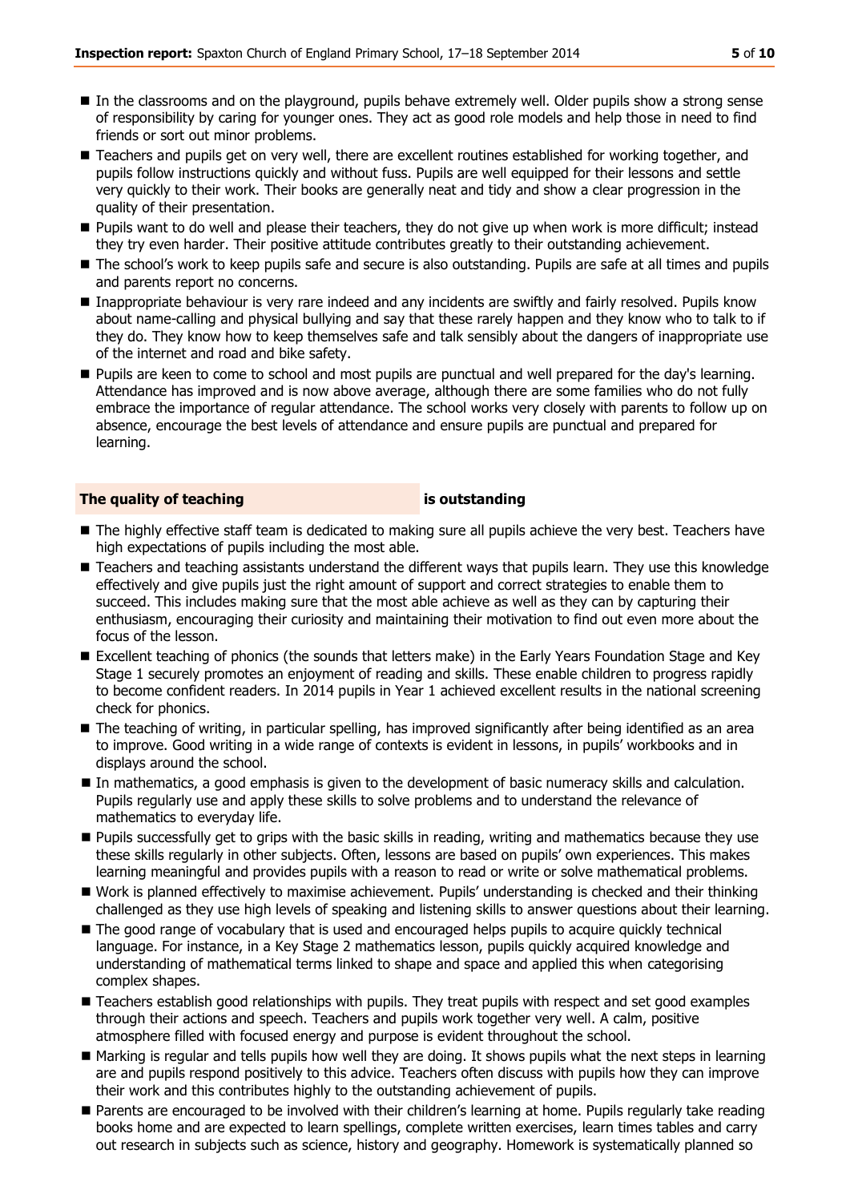- In the classrooms and on the playground, pupils behave extremely well. Older pupils show a strong sense of responsibility by caring for younger ones. They act as good role models and help those in need to find friends or sort out minor problems.
- Teachers and pupils get on very well, there are excellent routines established for working together, and pupils follow instructions quickly and without fuss. Pupils are well equipped for their lessons and settle very quickly to their work. Their books are generally neat and tidy and show a clear progression in the quality of their presentation.
- Pupils want to do well and please their teachers, they do not give up when work is more difficult; instead they try even harder. Their positive attitude contributes greatly to their outstanding achievement.
- The school's work to keep pupils safe and secure is also outstanding. Pupils are safe at all times and pupils and parents report no concerns.
- Inappropriate behaviour is very rare indeed and any incidents are swiftly and fairly resolved. Pupils know about name-calling and physical bullying and say that these rarely happen and they know who to talk to if they do. They know how to keep themselves safe and talk sensibly about the dangers of inappropriate use of the internet and road and bike safety.
- Pupils are keen to come to school and most pupils are punctual and well prepared for the day's learning. Attendance has improved and is now above average, although there are some families who do not fully embrace the importance of regular attendance. The school works very closely with parents to follow up on absence, encourage the best levels of attendance and ensure pupils are punctual and prepared for learning.

## The quality of teaching **is outstanding**

- The highly effective staff team is dedicated to making sure all pupils achieve the very best. Teachers have high expectations of pupils including the most able.
- Teachers and teaching assistants understand the different ways that pupils learn. They use this knowledge effectively and give pupils just the right amount of support and correct strategies to enable them to succeed. This includes making sure that the most able achieve as well as they can by capturing their enthusiasm, encouraging their curiosity and maintaining their motivation to find out even more about the focus of the lesson.
- Excellent teaching of phonics (the sounds that letters make) in the Early Years Foundation Stage and Key Stage 1 securely promotes an enjoyment of reading and skills. These enable children to progress rapidly to become confident readers. In 2014 pupils in Year 1 achieved excellent results in the national screening check for phonics.
- The teaching of writing, in particular spelling, has improved significantly after being identified as an area to improve. Good writing in a wide range of contexts is evident in lessons, in pupils' workbooks and in displays around the school.
- In mathematics, a good emphasis is given to the development of basic numeracy skills and calculation. Pupils regularly use and apply these skills to solve problems and to understand the relevance of mathematics to everyday life.
- Pupils successfully get to grips with the basic skills in reading, writing and mathematics because they use these skills regularly in other subjects. Often, lessons are based on pupils' own experiences. This makes learning meaningful and provides pupils with a reason to read or write or solve mathematical problems.
- Work is planned effectively to maximise achievement. Pupils' understanding is checked and their thinking challenged as they use high levels of speaking and listening skills to answer questions about their learning.
- The good range of vocabulary that is used and encouraged helps pupils to acquire quickly technical language. For instance, in a Key Stage 2 mathematics lesson, pupils quickly acquired knowledge and understanding of mathematical terms linked to shape and space and applied this when categorising complex shapes.
- Teachers establish good relationships with pupils. They treat pupils with respect and set good examples through their actions and speech. Teachers and pupils work together very well. A calm, positive atmosphere filled with focused energy and purpose is evident throughout the school.
- Marking is regular and tells pupils how well they are doing. It shows pupils what the next steps in learning are and pupils respond positively to this advice. Teachers often discuss with pupils how they can improve their work and this contributes highly to the outstanding achievement of pupils.
- Parents are encouraged to be involved with their children's learning at home. Pupils regularly take reading books home and are expected to learn spellings, complete written exercises, learn times tables and carry out research in subjects such as science, history and geography. Homework is systematically planned so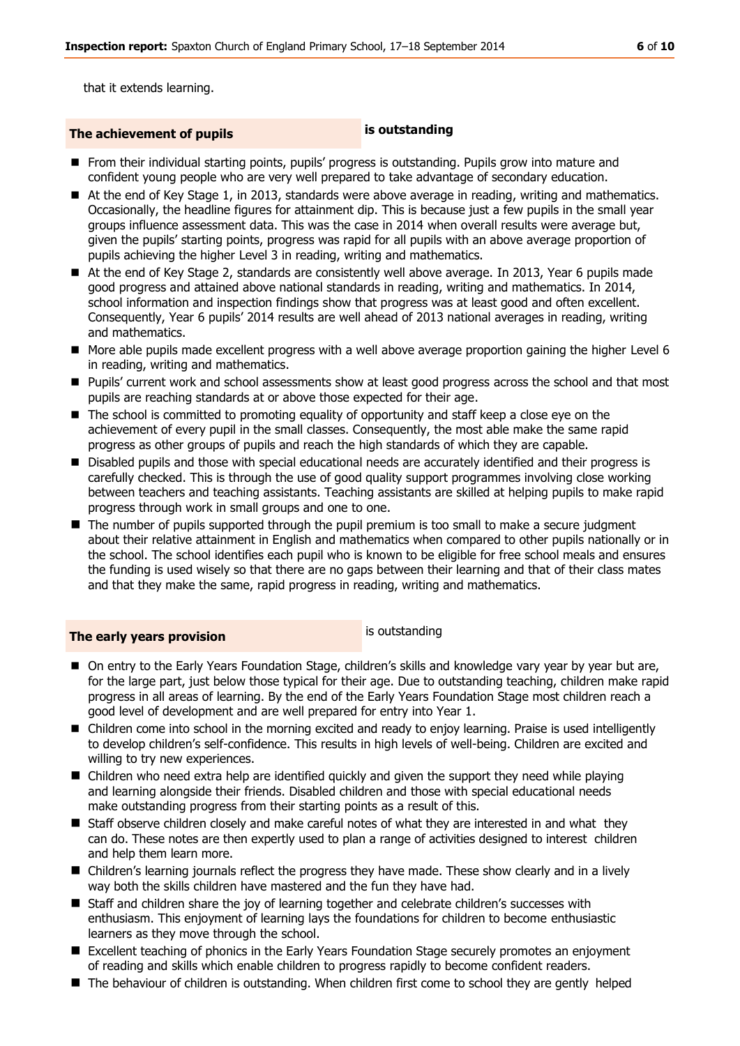that it extends learning.

## The achievement of pupils — is outstanding

- From their individual starting points, pupils' progress is outstanding. Pupils grow into mature and confident young people who are very well prepared to take advantage of secondary education.
- At the end of Key Stage 1, in 2013, standards were above average in reading, writing and mathematics. Occasionally, the headline figures for attainment dip. This is because just a few pupils in the small year groups influence assessment data. This was the case in 2014 when overall results were average but, given the pupils' starting points, progress was rapid for all pupils with an above average proportion of pupils achieving the higher Level 3 in reading, writing and mathematics.
- At the end of Key Stage 2, standards are consistently well above average. In 2013, Year 6 pupils made good progress and attained above national standards in reading, writing and mathematics. In 2014, school information and inspection findings show that progress was at least good and often excellent. Consequently, Year 6 pupils' 2014 results are well ahead of 2013 national averages in reading, writing and mathematics.
- More able pupils made excellent progress with a well above average proportion gaining the higher Level 6 in reading, writing and mathematics.
- Pupils' current work and school assessments show at least good progress across the school and that most pupils are reaching standards at or above those expected for their age.
- The school is committed to promoting equality of opportunity and staff keep a close eye on the achievement of every pupil in the small classes. Consequently, the most able make the same rapid progress as other groups of pupils and reach the high standards of which they are capable.
- Disabled pupils and those with special educational needs are accurately identified and their progress is carefully checked. This is through the use of good quality support programmes involving close working between teachers and teaching assistants. Teaching assistants are skilled at helping pupils to make rapid progress through work in small groups and one to one.
- The number of pupils supported through the pupil premium is too small to make a secure judgment about their relative attainment in English and mathematics when compared to other pupils nationally or in the school. The school identifies each pupil who is known to be eligible for free school meals and ensures the funding is used wisely so that there are no gaps between their learning and that of their class mates and that they make the same, rapid progress in reading, writing and mathematics.

## The early years provision — is outstanding

- On entry to the Early Years Foundation Stage, children's skills and knowledge vary year by year but are, for the large part, just below those typical for their age. Due to outstanding teaching, children make rapid progress in all areas of learning. By the end of the Early Years Foundation Stage most children reach a good level of development and are well prepared for entry into Year 1.
- Children come into school in the morning excited and ready to enjoy learning. Praise is used intelligently to develop children's self-confidence. This results in high levels of well-being. Children are excited and willing to try new experiences.
- Children who need extra help are identified quickly and given the support they need while playing and learning alongside their friends. Disabled children and those with special educational needs make outstanding progress from their starting points as a result of this.
- Staff observe children closely and make careful notes of what they are interested in and what they can do. These notes are then expertly used to plan a range of activities designed to interest children and help them learn more.
- Children's learning journals reflect the progress they have made. These show clearly and in a lively way both the skills children have mastered and the fun they have had.
- Staff and children share the joy of learning together and celebrate children's successes with enthusiasm. This enjoyment of learning lays the foundations for children to become enthusiastic learners as they move through the school.
- Excellent teaching of phonics in the Early Years Foundation Stage securely promotes an enjoyment of reading and skills which enable children to progress rapidly to become confident readers.
- The behaviour of children is outstanding. When children first come to school they are gently helped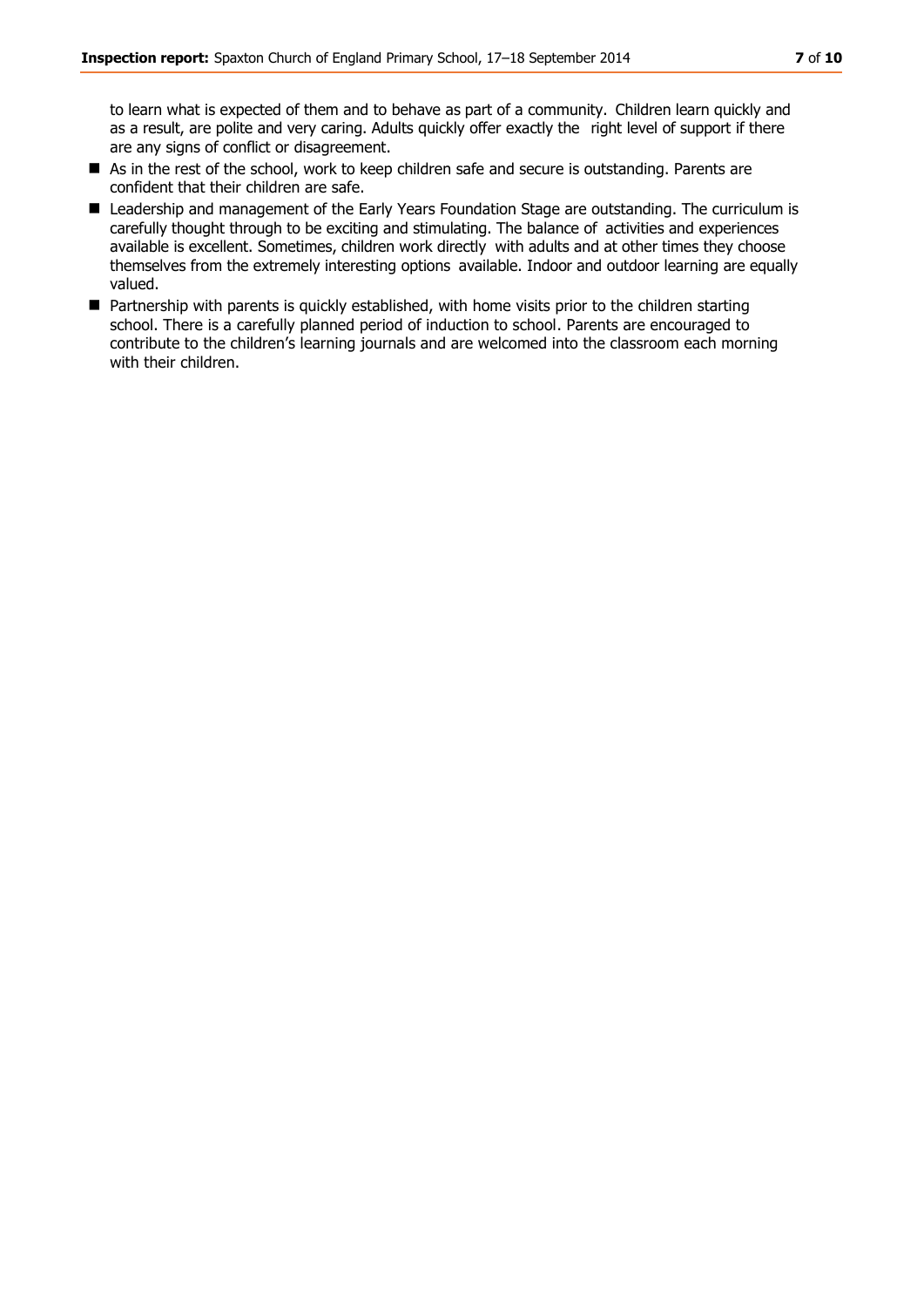to learn what is expected of them and to behave as part of a community. Children learn quickly and as a result, are polite and very caring. Adults quickly offer exactly the right level of support if there are any signs of conflict or disagreement.

- As in the rest of the school, work to keep children safe and secure is outstanding. Parents are confident that their children are safe.
- Leadership and management of the Early Years Foundation Stage are outstanding. The curriculum is carefully thought through to be exciting and stimulating. The balance of activities and experiences available is excellent. Sometimes, children work directly with adults and at other times they choose themselves from the extremely interesting options available. Indoor and outdoor learning are equally valued.
- Partnership with parents is quickly established, with home visits prior to the children starting school. There is a carefully planned period of induction to school. Parents are encouraged to contribute to the children's learning journals and are welcomed into the classroom each morning with their children.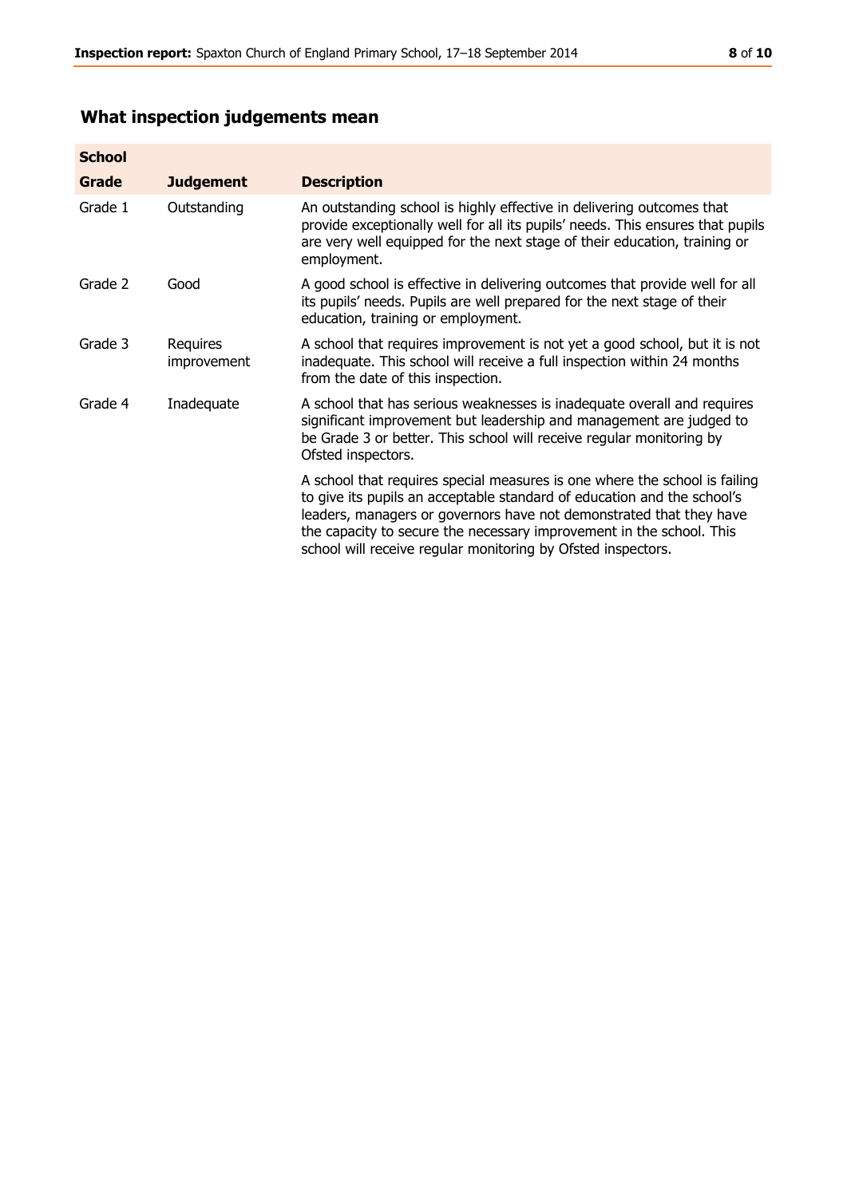## What inspection judgements mean

| School Grade | Judgement | Description |
|---|---|---|
| Grade 1 | Outstanding | An outstanding school is highly effective in delivering outcomes that provide exceptionally well for all its pupils' needs. This ensures that pupils are very well equipped for the next stage of their education, training or employment. |
| Grade 2 | Good | A good school is effective in delivering outcomes that provide well for all its pupils' needs. Pupils are well prepared for the next stage of their education, training or employment. |
| Grade 3 | Requires improvement | A school that requires improvement is not yet a good school, but it is not inadequate. This school will receive a full inspection within 24 months from the date of this inspection. |
| Grade 4 | Inadequate | A school that has serious weaknesses is inadequate overall and requires significant improvement but leadership and management are judged to be Grade 3 or better. This school will receive regular monitoring by Ofsted inspectors. |
| | | A school that requires special measures is one where the school is failing to give its pupils an acceptable standard of education and the school's leaders, managers or governors have not demonstrated that they have the capacity to secure the necessary improvement in the school. This school will receive regular monitoring by Ofsted inspectors. |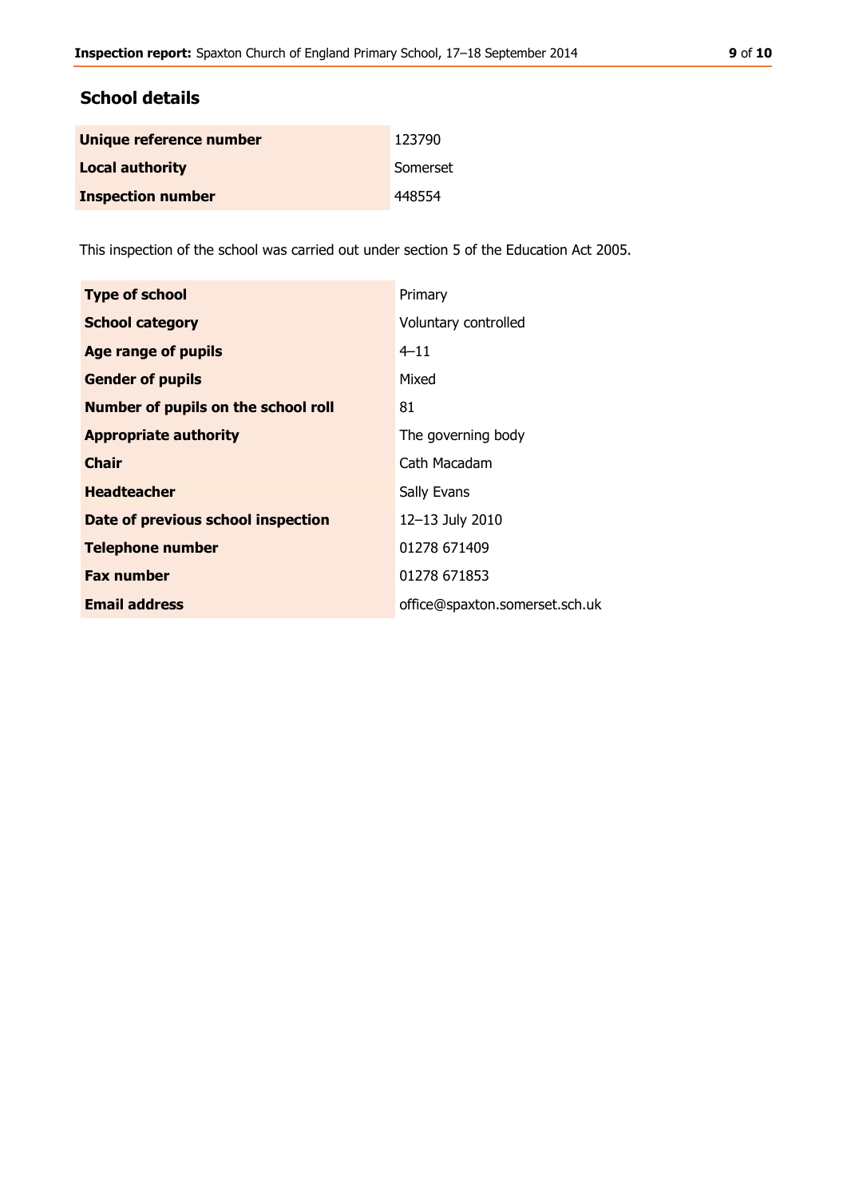## School details

| | |
|---|---|
| **Unique reference number** | 123790 |
| **Local authority** | Somerset |
| **Inspection number** | 448554 |

This inspection of the school was carried out under section 5 of the Education Act 2005.

| | |
|---|---|
| **Type of school** | Primary |
| **School category** | Voluntary controlled |
| **Age range of pupils** | 4–11 |
| **Gender of pupils** | Mixed |
| **Number of pupils on the school roll** | 81 |
| **Appropriate authority** | The governing body |
| **Chair** | Cath Macadam |
| **Headteacher** | Sally Evans |
| **Date of previous school inspection** | 12–13 July 2010 |
| **Telephone number** | 01278 671409 |
| **Fax number** | 01278 671853 |
| **Email address** | office@spaxton.somerset.sch.uk |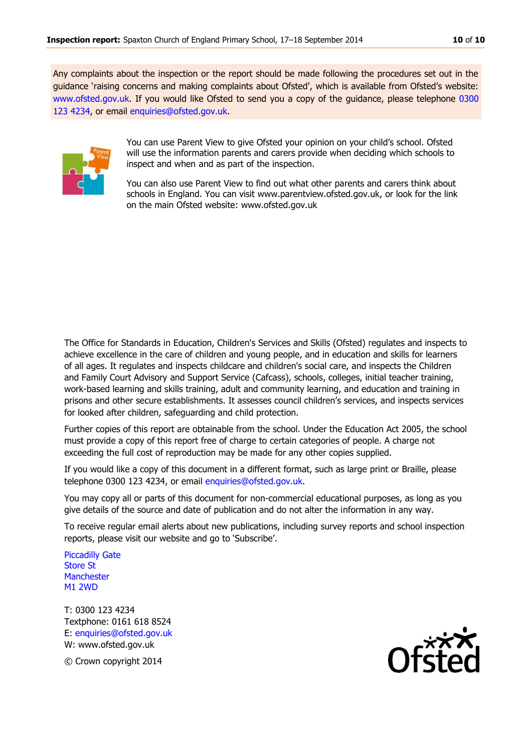Any complaints about the inspection or the report should be made following the procedures set out in the guidance 'raising concerns and making complaints about Ofsted', which is available from Ofsted's website: www.ofsted.gov.uk. If you would like Ofsted to send you a copy of the guidance, please telephone 0300 123 4234, or email enquiries@ofsted.gov.uk.

You can use Parent View to give Ofsted your opinion on your child's school. Ofsted will use the information parents and carers provide when deciding which schools to inspect and when and as part of the inspection.

You can also use Parent View to find out what other parents and carers think about schools in England. You can visit www.parentview.ofsted.gov.uk, or look for the link on the main Ofsted website: www.ofsted.gov.uk

The Office for Standards in Education, Children's Services and Skills (Ofsted) regulates and inspects to achieve excellence in the care of children and young people, and in education and skills for learners of all ages. It regulates and inspects childcare and children's social care, and inspects the Children and Family Court Advisory and Support Service (Cafcass), schools, colleges, initial teacher training, work-based learning and skills training, adult and community learning, and education and training in prisons and other secure establishments. It assesses council children's services, and inspects services for looked after children, safeguarding and child protection.

Further copies of this report are obtainable from the school. Under the Education Act 2005, the school must provide a copy of this report free of charge to certain categories of people. A charge not exceeding the full cost of reproduction may be made for any other copies supplied.

If you would like a copy of this document in a different format, such as large print or Braille, please telephone 0300 123 4234, or email enquiries@ofsted.gov.uk.

You may copy all or parts of this document for non-commercial educational purposes, as long as you give details of the source and date of publication and do not alter the information in any way.

To receive regular email alerts about new publications, including survey reports and school inspection reports, please visit our website and go to 'Subscribe'.

Piccadilly Gate
Store St
Manchester
M1 2WD

T: 0300 123 4234
Textphone: 0161 618 8524
E: enquiries@ofsted.gov.uk
W: www.ofsted.gov.uk

© Crown copyright 2014